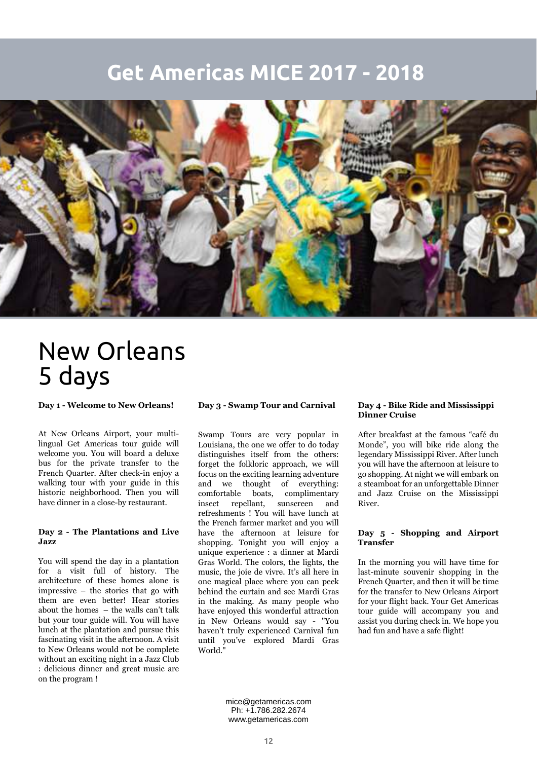# Get Americas MICE 2017 - 2018

## New Orleans 5 days

**Day 1 - Welcome to New Orleans!**

At New Orleans Airport, your multi-lingual Get Americas tour guide will welcome you. You will board a deluxe bus for the private transfer to the French Quarter. After check-in enjoy a walking tour with your guide in this historic neighborhood. Then you will have dinner in a close-by restaurant.

**Day 2 - The Plantations and Live Jazz**

You will spend the day in a plantation for a visit full of history. The architecture of these homes alone is impressive – the stories that go with them are even better! Hear stories about the homes – the walls can't talk but your tour guide will. You will have lunch at the plantation and pursue this fascinating visit in the afternoon. A visit to New Orleans would not be complete without an exciting night in a Jazz Club : delicious dinner and great music are on the program !

**Day 3 - Swamp Tour and Carnival**

Swamp Tours are very popular in Louisiana, the one we offer to do today distinguishes itself from the others: forget the folkloric approach, we will focus on the exciting learning adventure and we thought of everything: comfortable boats, complimentary insect repellant, sunscreen and refreshments ! You will have lunch at the French farmer market and you will have the afternoon at leisure for shopping. Tonight you will enjoy a unique experience : a dinner at Mardi Gras World. The colors, the lights, the music, the joie de vivre. It's all here in one magical place where you can peek behind the curtain and see Mardi Gras in the making. As many people who have enjoyed this wonderful attraction in New Orleans would say - "You haven't truly experienced Carnival fun until you've explored Mardi Gras World."

**Day 4 - Bike Ride and Mississippi Dinner Cruise**

After breakfast at the famous "café du Monde", you will bike ride along the legendary Mississippi River. After lunch you will have the afternoon at leisure to go shopping. At night we will embark on a steamboat for an unforgettable Dinner and Jazz Cruise on the Mississippi River.

**Day 5 - Shopping and Airport Transfer**

In the morning you will have time for last-minute souvenir shopping in the French Quarter, and then it will be time for the transfer to New Orleans Airport for your flight back. Your Get Americas tour guide will accompany you and assist you during check in. We hope you had fun and have a safe flight!

mice@getamericas.com
Ph: +1.786.282.2674
www.getamericas.com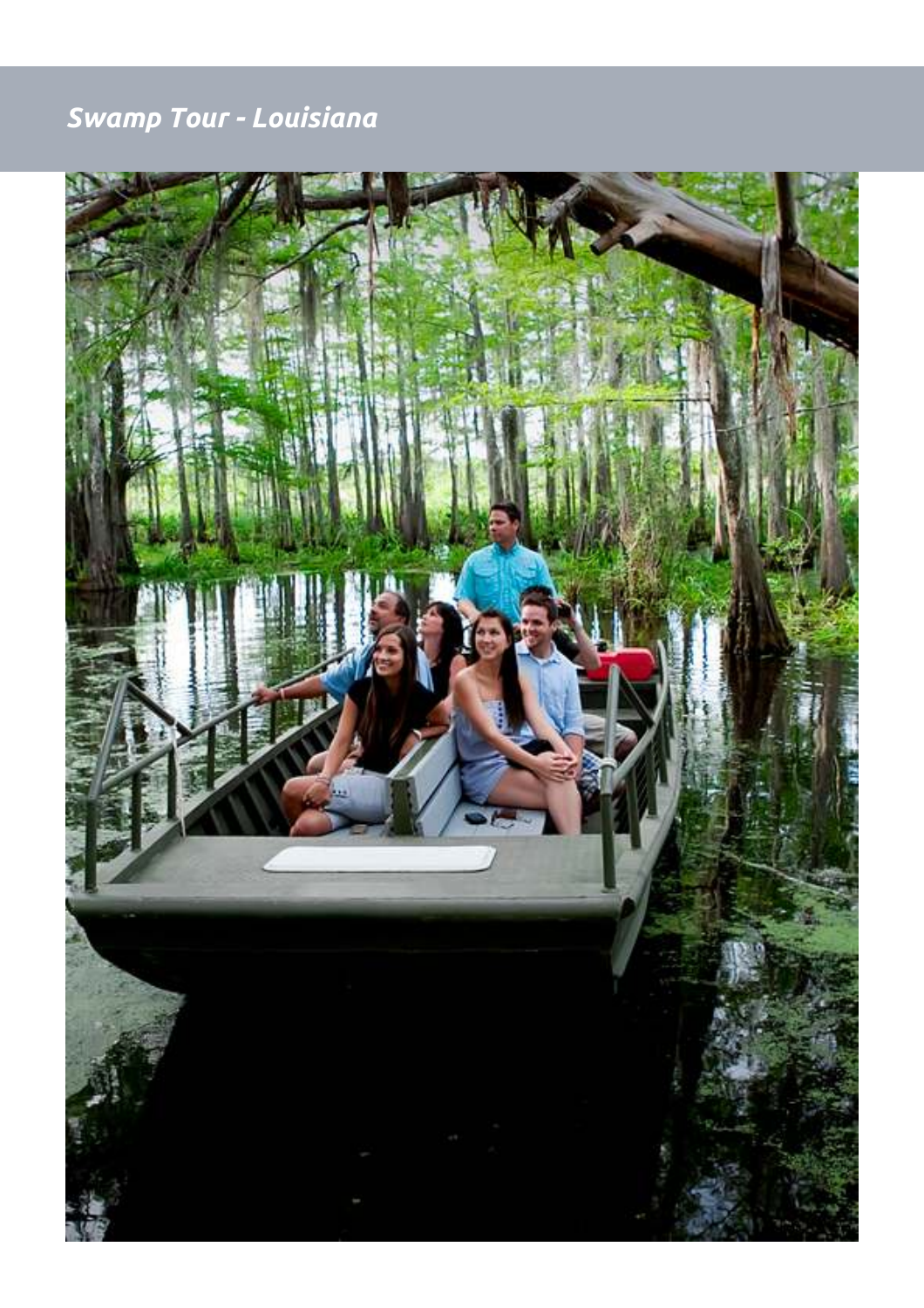*Swamp Tour - Louisiana*